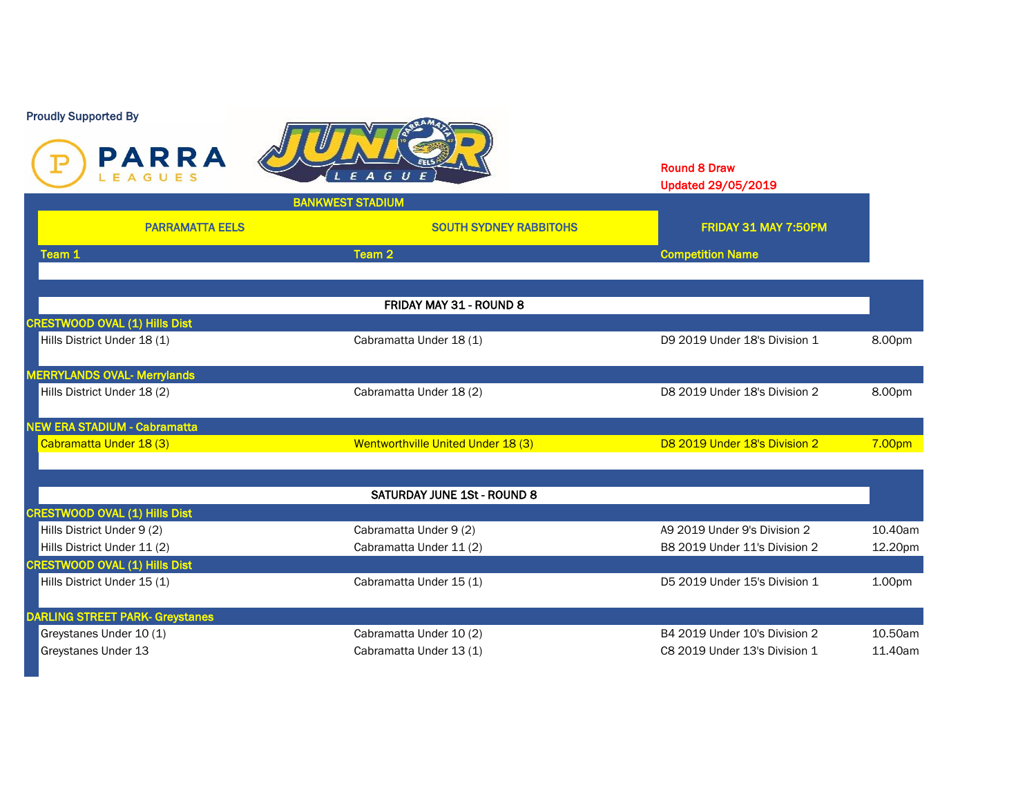Proudly Supported By

PARRA LEAGUES

JUNIOR LEAGUE

**Round 8 Draw**
**Updated 29/05/2019**

| BANKWEST STADIUM | | | |
|---|---|---|---|
| PARRAMATTA EELS | SOUTH SYDNEY RABBITOHS | FRIDAY 31 MAY 7:50PM | |
| **Team 1** | **Team 2** | **Competition Name** | |
| | **FRIDAY MAY 31 - ROUND 8** | | |
| **CRESTWOOD OVAL (1) Hills Dist** | | | |
| Hills District Under 18 (1) | Cabramatta Under 18 (1) | D9 2019 Under 18's Division 1 | 8.00pm |
| **MERRYLANDS OVAL- Merrylands** | | | |
| Hills District Under 18 (2) | Cabramatta Under 18 (2) | D8 2019 Under 18's Division 2 | 8.00pm |
| **NEW ERA STADIUM - Cabramatta** | | | |
| Cabramatta Under 18 (3) | Wentworthville United Under 18 (3) | D8 2019 Under 18's Division 2 | 7.00pm |
| | **SATURDAY JUNE 1St - ROUND 8** | | |
| **CRESTWOOD OVAL (1) Hills Dist** | | | |
| Hills District Under 9 (2) | Cabramatta Under 9 (2) | A9 2019 Under 9's Division 2 | 10.40am |
| Hills District Under 11 (2) | Cabramatta Under 11 (2) | B8 2019 Under 11's Division 2 | 12.20pm |
| **CRESTWOOD OVAL (1) Hills Dist** | | | |
| Hills District Under 15 (1) | Cabramatta Under 15 (1) | D5 2019 Under 15's Division 1 | 1.00pm |
| **DARLING STREET PARK- Greystanes** | | | |
| Greystanes Under 10 (1) | Cabramatta Under 10 (2) | B4 2019 Under 10's Division 2 | 10.50am |
| Greystanes Under 13 | Cabramatta Under 13 (1) | C8 2019 Under 13's Division 1 | 11.40am |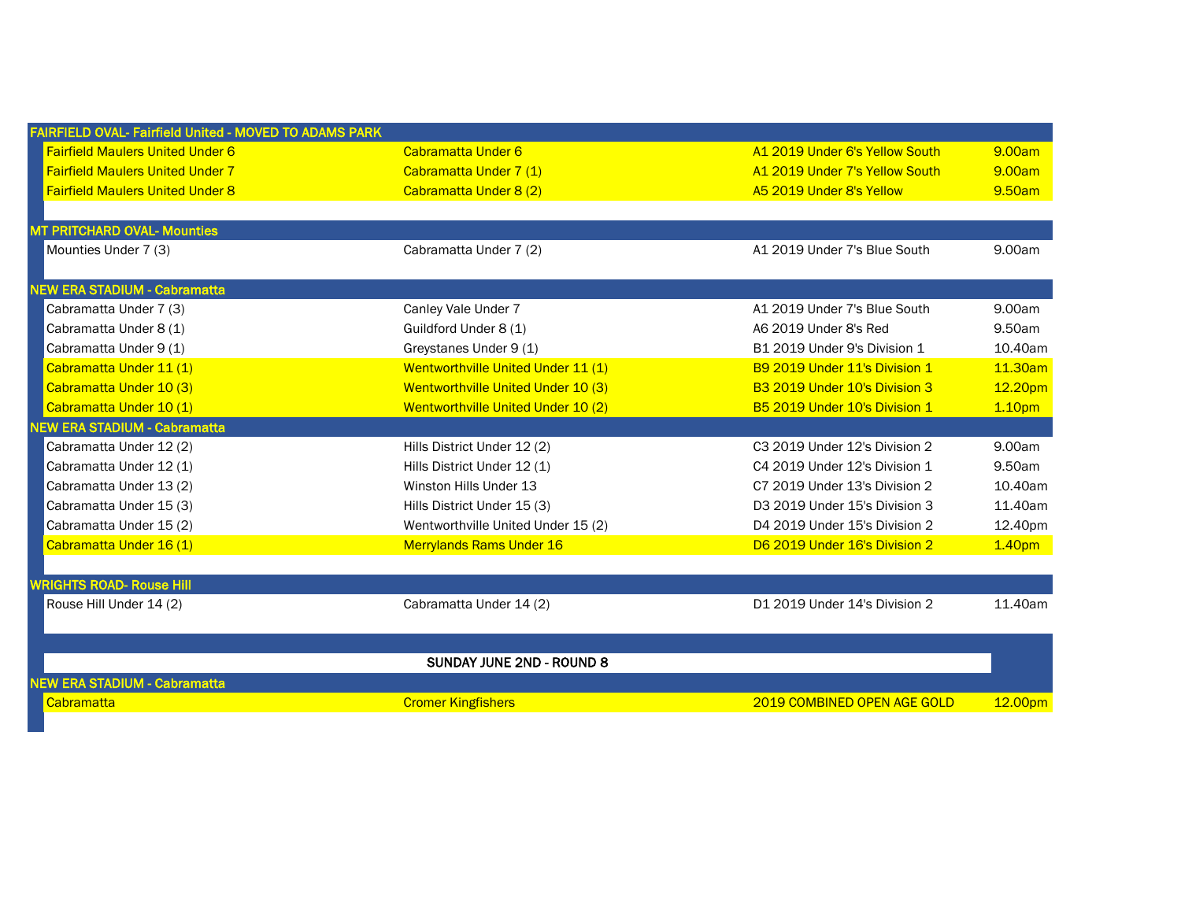| | | | |
|---|---|---|---|
| **FAIRFIELD OVAL- Fairfield United - MOVED TO ADAMS PARK** | | | |
| Fairfield Maulers United Under 6 | Cabramatta Under 6 | A1 2019 Under 6's Yellow South | 9.00am |
| Fairfield Maulers United Under 7 | Cabramatta Under 7 (1) | A1 2019 Under 7's Yellow South | 9.00am |
| Fairfield Maulers United Under 8 | Cabramatta Under 8 (2) | A5 2019 Under 8's Yellow | 9.50am |
| **MT PRITCHARD OVAL- Mounties** | | | |
| Mounties Under 7 (3) | Cabramatta Under 7 (2) | A1 2019 Under 7's Blue South | 9.00am |
| **NEW ERA STADIUM - Cabramatta** | | | |
| Cabramatta Under 7 (3) | Canley Vale Under 7 | A1 2019 Under 7's Blue South | 9.00am |
| Cabramatta Under 8 (1) | Guildford Under 8 (1) | A6 2019 Under 8's Red | 9.50am |
| Cabramatta Under 9 (1) | Greystanes Under 9 (1) | B1 2019 Under 9's Division 1 | 10.40am |
| Cabramatta Under 11 (1) | Wentworthville United Under 11 (1) | B9 2019 Under 11's Division 1 | 11.30am |
| Cabramatta Under 10 (3) | Wentworthville United Under 10 (3) | B3 2019 Under 10's Division 3 | 12.20pm |
| Cabramatta Under 10 (1) | Wentworthville United Under 10 (2) | B5 2019 Under 10's Division 1 | 1.10pm |
| **NEW ERA STADIUM - Cabramatta** | | | |
| Cabramatta Under 12 (2) | Hills District Under 12 (2) | C3 2019 Under 12's Division 2 | 9.00am |
| Cabramatta Under 12 (1) | Hills District Under 12 (1) | C4 2019 Under 12's Division 1 | 9.50am |
| Cabramatta Under 13 (2) | Winston Hills Under 13 | C7 2019 Under 13's Division 2 | 10.40am |
| Cabramatta Under 15 (3) | Hills District Under 15 (3) | D3 2019 Under 15's Division 3 | 11.40am |
| Cabramatta Under 15 (2) | Wentworthville United Under 15 (2) | D4 2019 Under 15's Division 2 | 12.40pm |
| Cabramatta Under 16 (1) | Merrylands Rams Under 16 | D6 2019 Under 16's Division 2 | 1.40pm |
| **WRIGHTS ROAD- Rouse Hill** | | | |
| Rouse Hill Under 14 (2) | Cabramatta Under 14 (2) | D1 2019 Under 14's Division 2 | 11.40am |

**SUNDAY JUNE 2ND - ROUND 8**

| | | | |
|---|---|---|---|
| **NEW ERA STADIUM - Cabramatta** | | | |
| Cabramatta | Cromer Kingfishers | 2019 COMBINED OPEN AGE GOLD | 12.00pm |